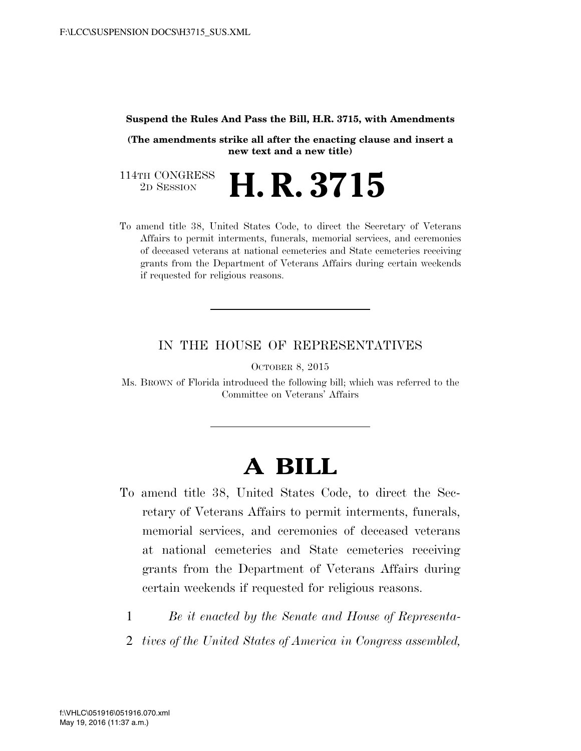**Suspend the Rules And Pass the Bill, H.R. 3715, with Amendments**

**(The amendments strike all after the enacting clause and insert a new text and a new title)**

114TH CONGRESS
2D SESSION

# H. R. 3715

To amend title 38, United States Code, to direct the Secretary of Veterans Affairs to permit interments, funerals, memorial services, and ceremonies of deceased veterans at national cemeteries and State cemeteries receiving grants from the Department of Veterans Affairs during certain weekends if requested for religious reasons.

---

IN THE HOUSE OF REPRESENTATIVES

OCTOBER 8, 2015

Ms. BROWN of Florida introduced the following bill; which was referred to the Committee on Veterans' Affairs

---

# A BILL

To amend title 38, United States Code, to direct the Secretary of Veterans Affairs to permit interments, funerals, memorial services, and ceremonies of deceased veterans at national cemeteries and State cemeteries receiving grants from the Department of Veterans Affairs during certain weekends if requested for religious reasons.

1 *Be it enacted by the Senate and House of Representa-*
2 *tives of the United States of America in Congress assembled,*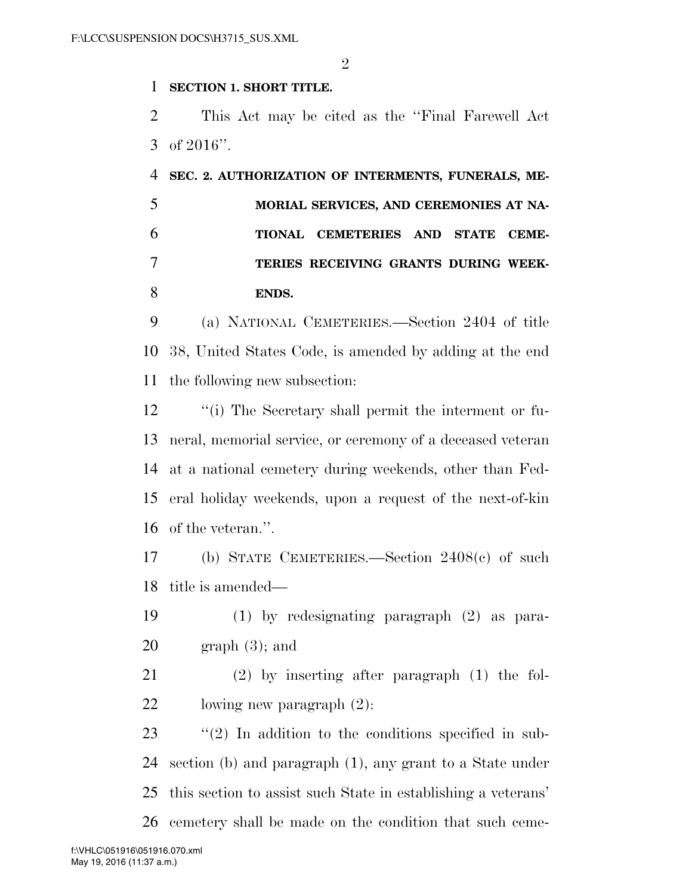**SECTION 1. SHORT TITLE.**

This Act may be cited as the "Final Farewell Act of 2016".

**SEC. 2. AUTHORIZATION OF INTERMENTS, FUNERALS, MEMORIAL SERVICES, AND CEREMONIES AT NATIONAL CEMETERIES AND STATE CEMETERIES RECEIVING GRANTS DURING WEEKENDS.**

(a) NATIONAL CEMETERIES.—Section 2404 of title 38, United States Code, is amended by adding at the end the following new subsection:

"(i) The Secretary shall permit the interment or funeral, memorial service, or ceremony of a deceased veteran at a national cemetery during weekends, other than Federal holiday weekends, upon a request of the next-of-kin of the veteran.".

(b) STATE CEMETERIES.—Section 2408(c) of such title is amended—

(1) by redesignating paragraph (2) as paragraph (3); and

(2) by inserting after paragraph (1) the following new paragraph (2):

"(2) In addition to the conditions specified in subsection (b) and paragraph (1), any grant to a State under this section to assist such State in establishing a veterans' cemetery shall be made on the condition that such ceme-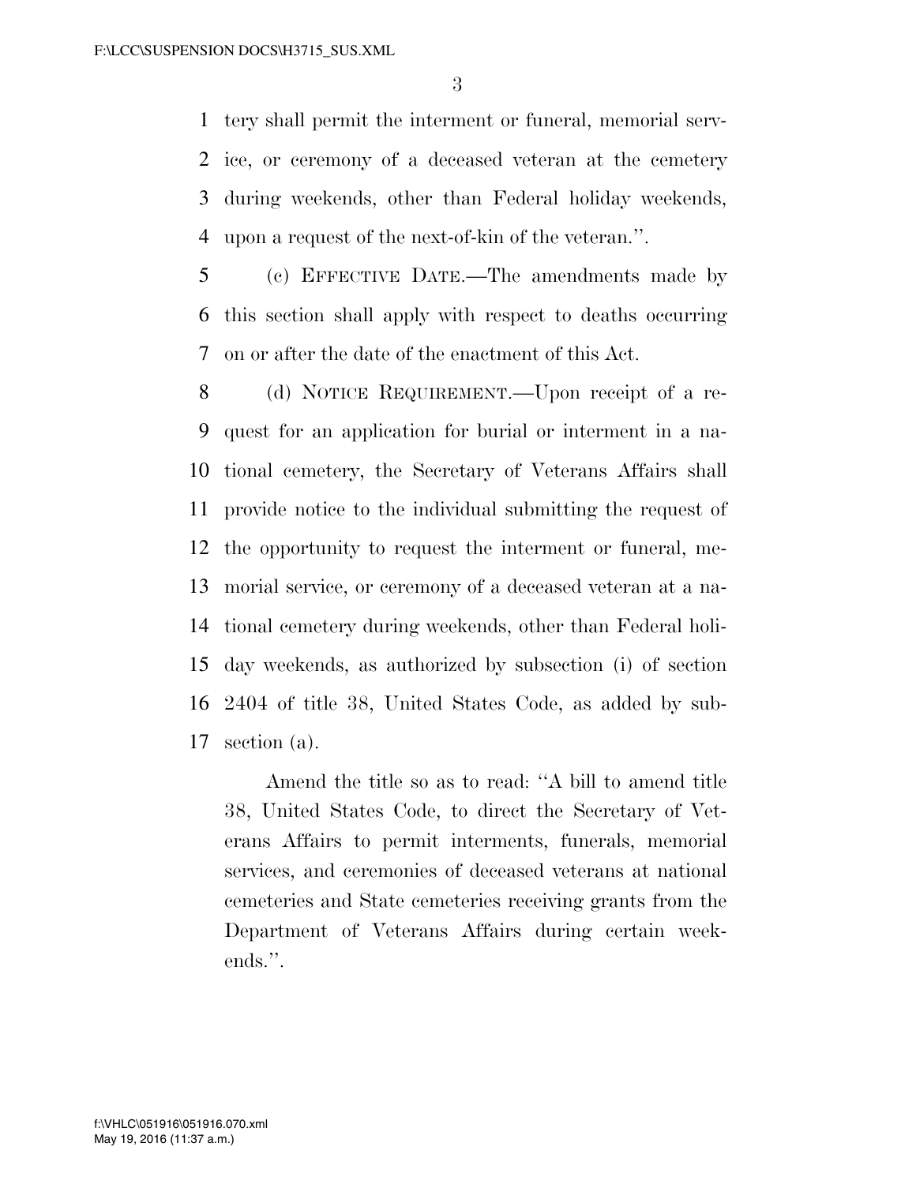tery shall permit the interment or funeral, memorial service, or ceremony of a deceased veteran at the cemetery during weekends, other than Federal holiday weekends, upon a request of the next-of-kin of the veteran.''.

(c) EFFECTIVE DATE.—The amendments made by this section shall apply with respect to deaths occurring on or after the date of the enactment of this Act.

(d) NOTICE REQUIREMENT.—Upon receipt of a request for an application for burial or interment in a national cemetery, the Secretary of Veterans Affairs shall provide notice to the individual submitting the request of the opportunity to request the interment or funeral, memorial service, or ceremony of a deceased veteran at a national cemetery during weekends, other than Federal holiday weekends, as authorized by subsection (i) of section 2404 of title 38, United States Code, as added by subsection (a).

Amend the title so as to read: ''A bill to amend title 38, United States Code, to direct the Secretary of Veterans Affairs to permit interments, funerals, memorial services, and ceremonies of deceased veterans at national cemeteries and State cemeteries receiving grants from the Department of Veterans Affairs during certain weekends.''.